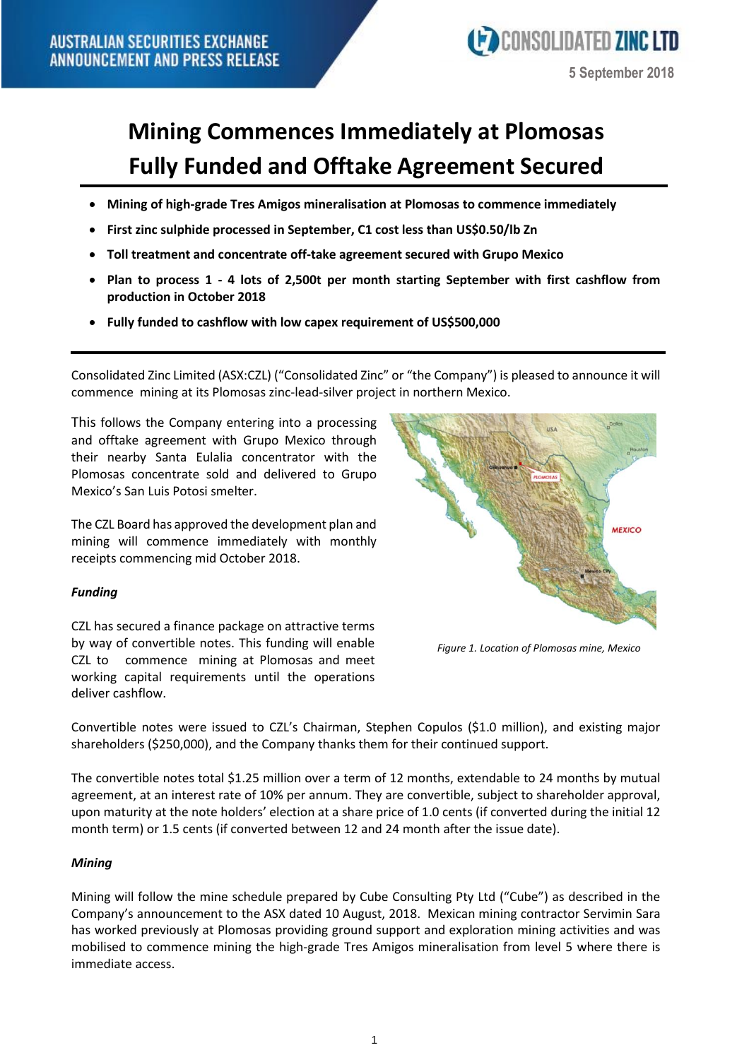AUSTRALIAN SECURITIES EXCHANGE
ANNOUNCEMENT AND PRESS RELEASE

CONSOLIDATED ZINC LTD

5 September 2018

# Mining Commences Immediately at Plomosas Fully Funded and Offtake Agreement Secured

- **Mining of high-grade Tres Amigos mineralisation at Plomosas to commence immediately**
- **First zinc sulphide processed in September, C1 cost less than US$0.50/lb Zn**
- **Toll treatment and concentrate off-take agreement secured with Grupo Mexico**
- **Plan to process 1 - 4 lots of 2,500t per month starting September with first cashflow from production in October 2018**
- **Fully funded to cashflow with low capex requirement of US$500,000**

---

Consolidated Zinc Limited (ASX:CZL) ("Consolidated Zinc" or "the Company") is pleased to announce it will commence mining at its Plomosas zinc-lead-silver project in northern Mexico.

This follows the Company entering into a processing and offtake agreement with Grupo Mexico through their nearby Santa Eulalia concentrator with the Plomosas concentrate sold and delivered to Grupo Mexico's San Luis Potosi smelter.

The CZL Board has approved the development plan and mining will commence immediately with monthly receipts commencing mid October 2018.

*Figure 1. Location of Plomosas mine, Mexico*

### *Funding*

CZL has secured a finance package on attractive terms by way of convertible notes. This funding will enable CZL to commence mining at Plomosas and meet working capital requirements until the operations deliver cashflow.

Convertible notes were issued to CZL's Chairman, Stephen Copulos ($1.0 million), and existing major shareholders ($250,000), and the Company thanks them for their continued support.

The convertible notes total $1.25 million over a term of 12 months, extendable to 24 months by mutual agreement, at an interest rate of 10% per annum. They are convertible, subject to shareholder approval, upon maturity at the note holders' election at a share price of 1.0 cents (if converted during the initial 12 month term) or 1.5 cents (if converted between 12 and 24 month after the issue date).

### *Mining*

Mining will follow the mine schedule prepared by Cube Consulting Pty Ltd ("Cube") as described in the Company's announcement to the ASX dated 10 August, 2018. Mexican mining contractor Servimin Sara has worked previously at Plomosas providing ground support and exploration mining activities and was mobilised to commence mining the high-grade Tres Amigos mineralisation from level 5 where there is immediate access.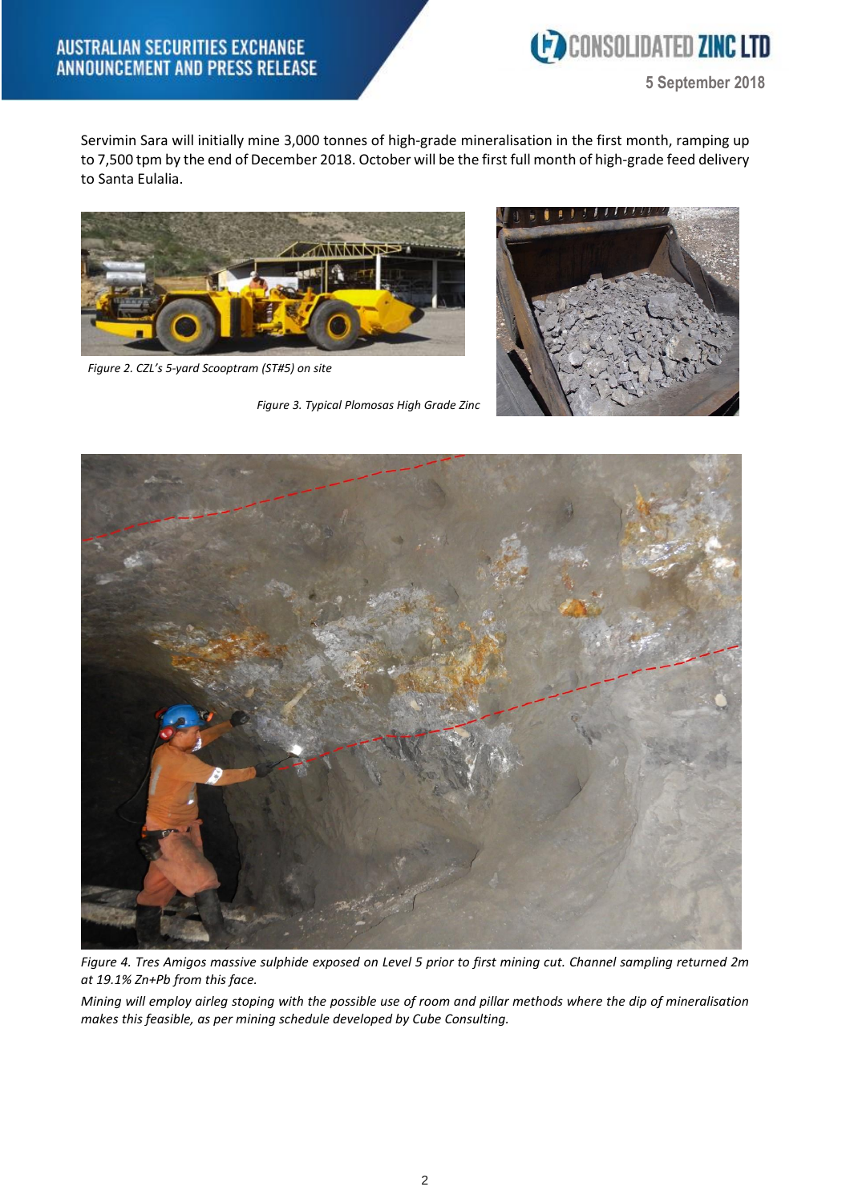Servimin Sara will initially mine 3,000 tonnes of high-grade mineralisation in the first month, ramping up to 7,500 tpm by the end of December 2018. October will be the first full month of high-grade feed delivery to Santa Eulalia.

*Figure 2. CZL's 5-yard Scooptram (ST#5) on site*

*Figure 3. Typical Plomosas High Grade Zinc*

*Figure 4. Tres Amigos massive sulphide exposed on Level 5 prior to first mining cut. Channel sampling returned 2m at 19.1% Zn+Pb from this face.*

*Mining will employ airleg stoping with the possible use of room and pillar methods where the dip of mineralisation makes this feasible, as per mining schedule developed by Cube Consulting.*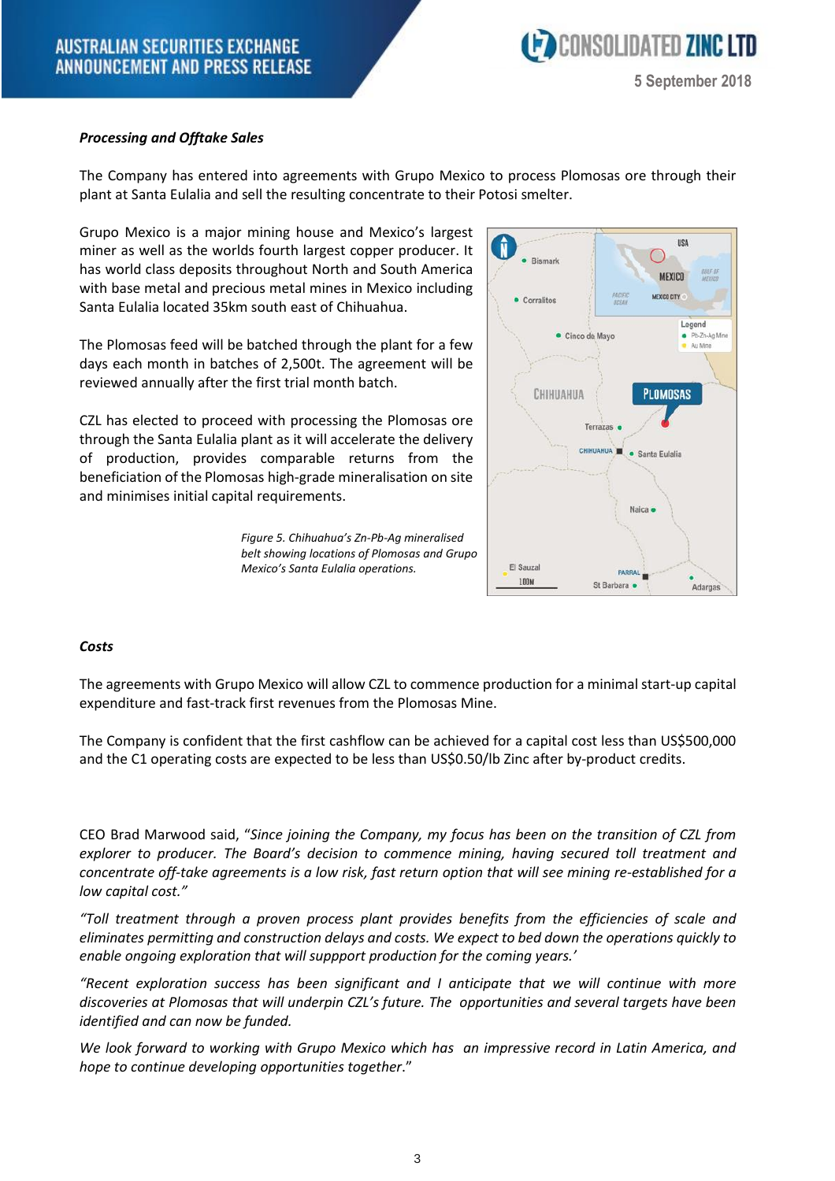***Processing and Offtake Sales***

The Company has entered into agreements with Grupo Mexico to process Plomosas ore through their plant at Santa Eulalia and sell the resulting concentrate to their Potosi smelter.

Grupo Mexico is a major mining house and Mexico's largest miner as well as the worlds fourth largest copper producer. It has world class deposits throughout North and South America with base metal and precious metal mines in Mexico including Santa Eulalia located 35km south east of Chihuahua.

The Plomosas feed will be batched through the plant for a few days each month in batches of 2,500t. The agreement will be reviewed annually after the first trial month batch.

CZL has elected to proceed with processing the Plomosas ore through the Santa Eulalia plant as it will accelerate the delivery of production, provides comparable returns from the beneficiation of the Plomosas high-grade mineralisation on site and minimises initial capital requirements.

*Figure 5. Chihuahua's Zn-Pb-Ag mineralised belt showing locations of Plomosas and Grupo Mexico's Santa Eulalia operations.*

***Costs***

The agreements with Grupo Mexico will allow CZL to commence production for a minimal start-up capital expenditure and fast-track first revenues from the Plomosas Mine.

The Company is confident that the first cashflow can be achieved for a capital cost less than US$500,000 and the C1 operating costs are expected to be less than US$0.50/lb Zinc after by-product credits.

CEO Brad Marwood said, "*Since joining the Company, my focus has been on the transition of CZL from explorer to producer. The Board's decision to commence mining, having secured toll treatment and concentrate off-take agreements is a low risk, fast return option that will see mining re-established for a low capital cost."*

*"Toll treatment through a proven process plant provides benefits from the efficiencies of scale and eliminates permitting and construction delays and costs. We expect to bed down the operations quickly to enable ongoing exploration that will suppport production for the coming years.'*

*"Recent exploration success has been significant and I anticipate that we will continue with more discoveries at Plomosas that will underpin CZL's future. The opportunities and several targets have been identified and can now be funded.*

*We look forward to working with Grupo Mexico which has an impressive record in Latin America, and hope to continue developing opportunities together*."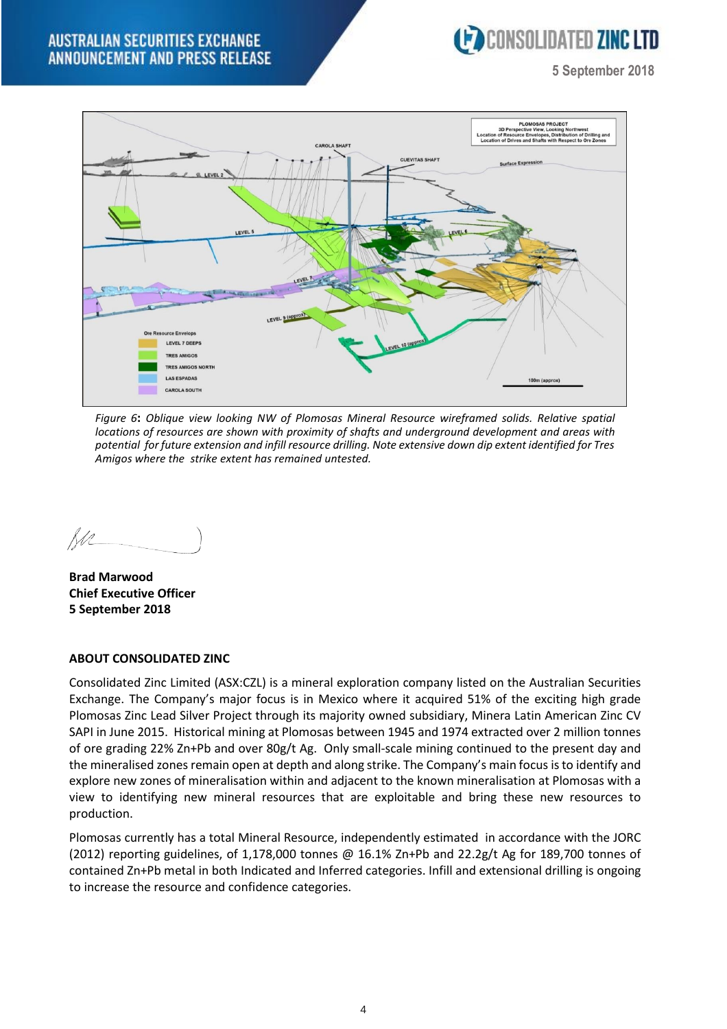PLOMOSAS PROJECT
3D Perspective View, Looking Northwest
Location of Resource Envelopes, Distribution of Drilling and Location of Drives and Shafts with Respect to Ore Zones

CAROLA SHAFT
CUEVITAS SHAFT
Surface Expression
LEVEL 2
LEVEL 5
LEVEL 6
LEVEL 7
LEVEL 9 (approx)
LEVEL 10 (approx)

Ore Resource Envelops
LEVEL 7 DEEPS
TRES AMIGOS
TRES AMIGOS NORTH
LAS ESPADAS
CAROLA SOUTH

100m (approx)

*Figure 6*: *Oblique view looking NW of Plomosas Mineral Resource wireframed solids. Relative spatial locations of resources are shown with proximity of shafts and underground development and areas with potential for future extension and infill resource drilling. Note extensive down dip extent identified for Tres Amigos where the strike extent has remained untested.*

**Brad Marwood**
**Chief Executive Officer**
**5 September 2018**

**ABOUT CONSOLIDATED ZINC**

Consolidated Zinc Limited (ASX:CZL) is a mineral exploration company listed on the Australian Securities Exchange. The Company's major focus is in Mexico where it acquired 51% of the exciting high grade Plomosas Zinc Lead Silver Project through its majority owned subsidiary, Minera Latin American Zinc CV SAPI in June 2015. Historical mining at Plomosas between 1945 and 1974 extracted over 2 million tonnes of ore grading 22% Zn+Pb and over 80g/t Ag. Only small-scale mining continued to the present day and the mineralised zones remain open at depth and along strike. The Company's main focus is to identify and explore new zones of mineralisation within and adjacent to the known mineralisation at Plomosas with a view to identifying new mineral resources that are exploitable and bring these new resources to production.

Plomosas currently has a total Mineral Resource, independently estimated in accordance with the JORC (2012) reporting guidelines, of 1,178,000 tonnes @ 16.1% Zn+Pb and 22.2g/t Ag for 189,700 tonnes of contained Zn+Pb metal in both Indicated and Inferred categories. Infill and extensional drilling is ongoing to increase the resource and confidence categories.